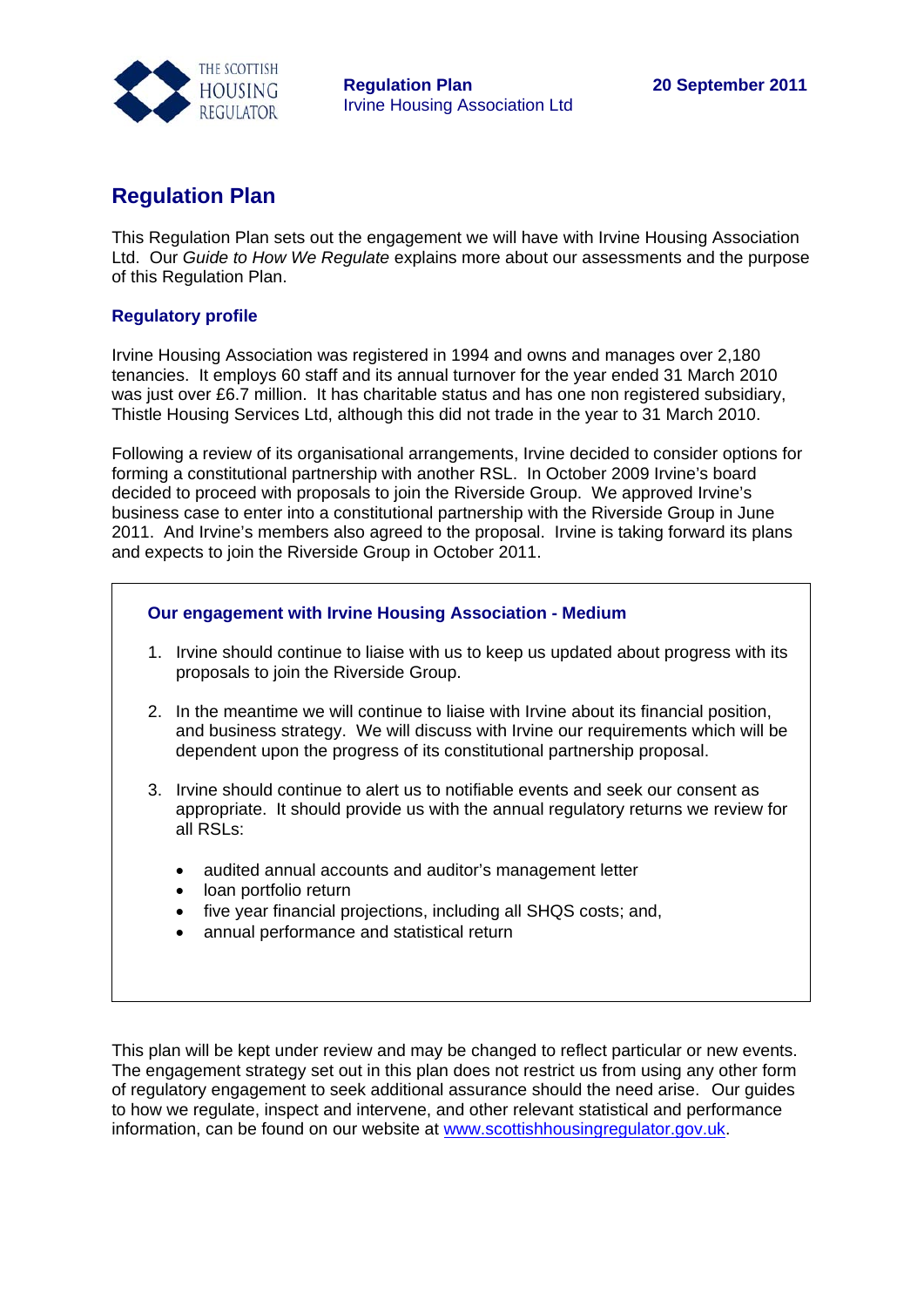**Regulation Plan**
Irvine Housing Association Ltd

**20 September 2011**

# Regulation Plan

This Regulation Plan sets out the engagement we will have with Irvine Housing Association Ltd. Our *Guide to How We Regulate* explains more about our assessments and the purpose of this Regulation Plan.

### Regulatory profile

Irvine Housing Association was registered in 1994 and owns and manages over 2,180 tenancies. It employs 60 staff and its annual turnover for the year ended 31 March 2010 was just over £6.7 million. It has charitable status and has one non registered subsidiary, Thistle Housing Services Ltd, although this did not trade in the year to 31 March 2010.

Following a review of its organisational arrangements, Irvine decided to consider options for forming a constitutional partnership with another RSL. In October 2009 Irvine's board decided to proceed with proposals to join the Riverside Group. We approved Irvine's business case to enter into a constitutional partnership with the Riverside Group in June 2011. And Irvine's members also agreed to the proposal. Irvine is taking forward its plans and expects to join the Riverside Group in October 2011.

### Our engagement with Irvine Housing Association - Medium

1. Irvine should continue to liaise with us to keep us updated about progress with its proposals to join the Riverside Group.
2. In the meantime we will continue to liaise with Irvine about its financial position, and business strategy. We will discuss with Irvine our requirements which will be dependent upon the progress of its constitutional partnership proposal.
3. Irvine should continue to alert us to notifiable events and seek our consent as appropriate. It should provide us with the annual regulatory returns we review for all RSLs:
    - audited annual accounts and auditor's management letter
    - loan portfolio return
    - five year financial projections, including all SHQS costs; and,
    - annual performance and statistical return

This plan will be kept under review and may be changed to reflect particular or new events. The engagement strategy set out in this plan does not restrict us from using any other form of regulatory engagement to seek additional assurance should the need arise. Our guides to how we regulate, inspect and intervene, and other relevant statistical and performance information, can be found on our website at [www.scottishhousingregulator.gov.uk](http://www.scottishhousingregulator.gov.uk).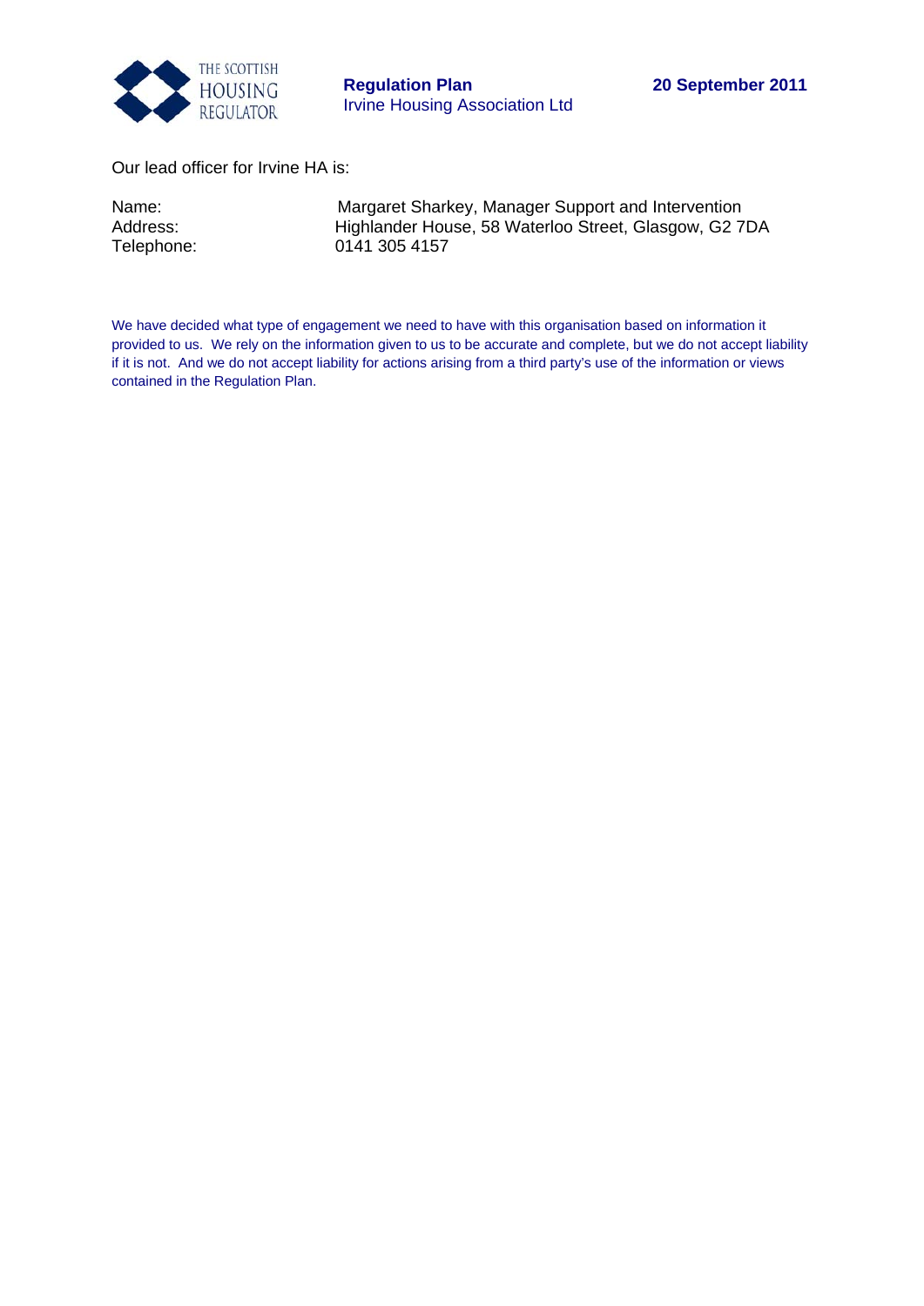Our lead officer for Irvine HA is:

| | |
|---|---|
| Name: | Margaret Sharkey, Manager Support and Intervention |
| Address: | Highlander House, 58 Waterloo Street, Glasgow, G2 7DA |
| Telephone: | 0141 305 4157 |

We have decided what type of engagement we need to have with this organisation based on information it provided to us. We rely on the information given to us to be accurate and complete, but we do not accept liability if it is not. And we do not accept liability for actions arising from a third party's use of the information or views contained in the Regulation Plan.